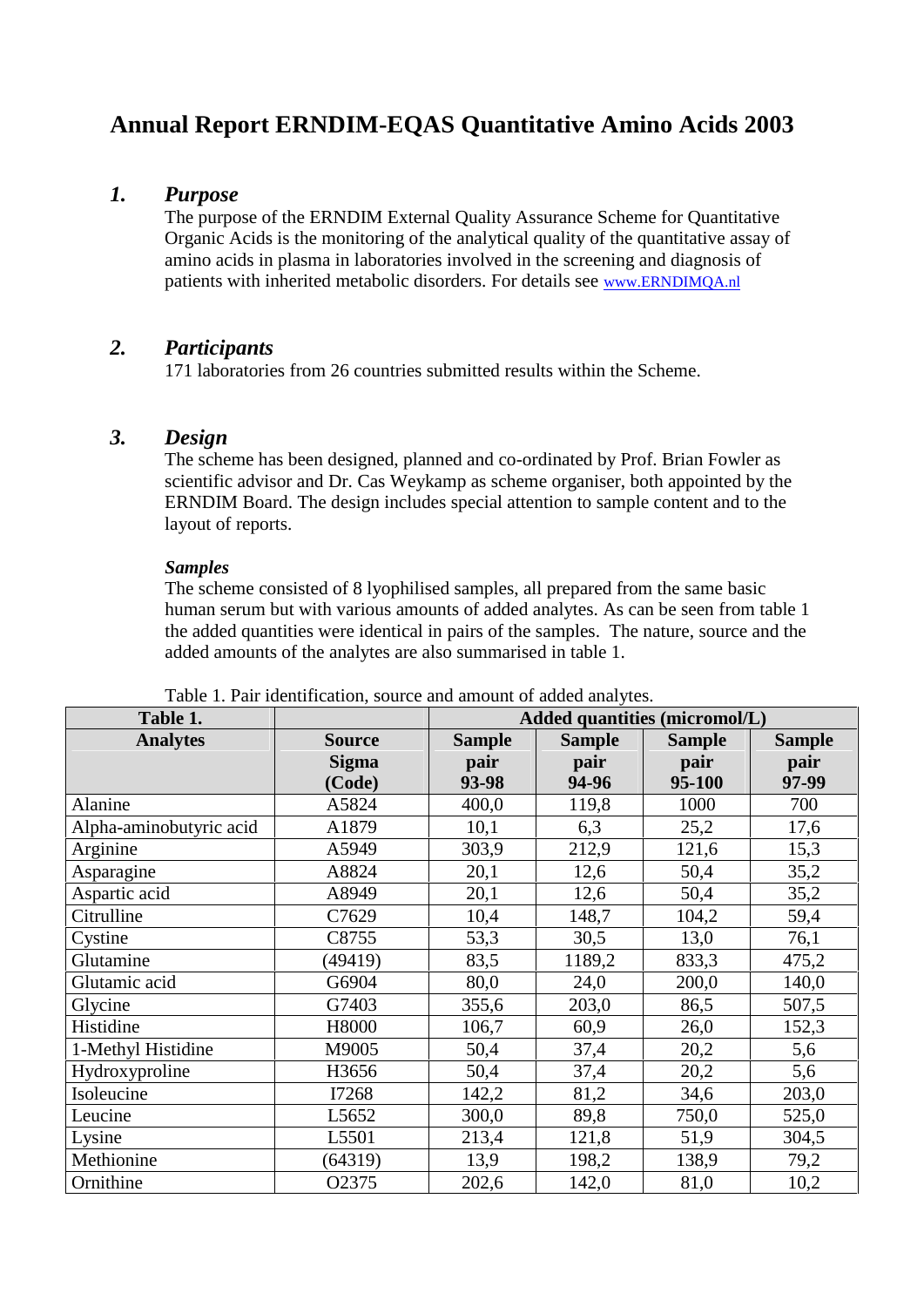# Annual Report ERNDIM-EQAS Quantitative Amino Acids 2003

## *1. Purpose*

The purpose of the ERNDIM External Quality Assurance Scheme for Quantitative Organic Acids is the monitoring of the analytical quality of the quantitative assay of amino acids in plasma in laboratories involved in the screening and diagnosis of patients with inherited metabolic disorders. For details see www.ERNDIMQA.nl

## *2. Participants*

171 laboratories from 26 countries submitted results within the Scheme.

## *3. Design*

The scheme has been designed, planned and co-ordinated by Prof. Brian Fowler as scientific advisor and Dr. Cas Weykamp as scheme organiser, both appointed by the ERNDIM Board. The design includes special attention to sample content and to the layout of reports.

### *Samples*

The scheme consisted of 8 lyophilised samples, all prepared from the same basic human serum but with various amounts of added analytes. As can be seen from table 1 the added quantities were identical in pairs of the samples. The nature, source and the added amounts of the analytes are also summarised in table 1.

Table 1. Pair identification, source and amount of added analytes.

| Table 1. | | Added quantities (micromol/L) | | | |
|---|---|---|---|---|---|
| **Analytes** | **Source Sigma (Code)** | **Sample pair 93-98** | **Sample pair 94-96** | **Sample pair 95-100** | **Sample pair 97-99** |
| Alanine | A5824 | 400,0 | 119,8 | 1000 | 700 |
| Alpha-aminobutyric acid | A1879 | 10,1 | 6,3 | 25,2 | 17,6 |
| Arginine | A5949 | 303,9 | 212,9 | 121,6 | 15,3 |
| Asparagine | A8824 | 20,1 | 12,6 | 50,4 | 35,2 |
| Aspartic acid | A8949 | 20,1 | 12,6 | 50,4 | 35,2 |
| Citrulline | C7629 | 10,4 | 148,7 | 104,2 | 59,4 |
| Cystine | C8755 | 53,3 | 30,5 | 13,0 | 76,1 |
| Glutamine | (49419) | 83,5 | 1189,2 | 833,3 | 475,2 |
| Glutamic acid | G6904 | 80,0 | 24,0 | 200,0 | 140,0 |
| Glycine | G7403 | 355,6 | 203,0 | 86,5 | 507,5 |
| Histidine | H8000 | 106,7 | 60,9 | 26,0 | 152,3 |
| 1-Methyl Histidine | M9005 | 50,4 | 37,4 | 20,2 | 5,6 |
| Hydroxyproline | H3656 | 50,4 | 37,4 | 20,2 | 5,6 |
| Isoleucine | I7268 | 142,2 | 81,2 | 34,6 | 203,0 |
| Leucine | L5652 | 300,0 | 89,8 | 750,0 | 525,0 |
| Lysine | L5501 | 213,4 | 121,8 | 51,9 | 304,5 |
| Methionine | (64319) | 13,9 | 198,2 | 138,9 | 79,2 |
| Ornithine | O2375 | 202,6 | 142,0 | 81,0 | 10,2 |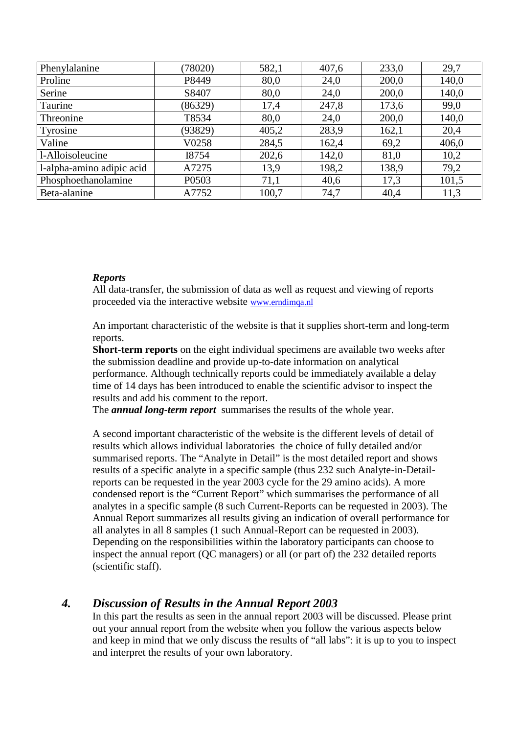| Phenylalanine | (78020) | 582,1 | 407,6 | 233,0 | 29,7 |
|---|---|---|---|---|---|
| Proline | P8449 | 80,0 | 24,0 | 200,0 | 140,0 |
| Serine | S8407 | 80,0 | 24,0 | 200,0 | 140,0 |
| Taurine | (86329) | 17,4 | 247,8 | 173,6 | 99,0 |
| Threonine | T8534 | 80,0 | 24,0 | 200,0 | 140,0 |
| Tyrosine | (93829) | 405,2 | 283,9 | 162,1 | 20,4 |
| Valine | V0258 | 284,5 | 162,4 | 69,2 | 406,0 |
| l-Alloisoleucine | I8754 | 202,6 | 142,0 | 81,0 | 10,2 |
| l-alpha-amino adipic acid | A7275 | 13,9 | 198,2 | 138,9 | 79,2 |
| Phosphoethanolamine | P0503 | 71,1 | 40,6 | 17,3 | 101,5 |
| Beta-alanine | A7752 | 100,7 | 74,7 | 40,4 | 11,3 |

***Reports***

All data-transfer, the submission of data as well as request and viewing of reports proceeded via the interactive website www.erndimqa.nl

An important characteristic of the website is that it supplies short-term and long-term reports.

**Short-term reports** on the eight individual specimens are available two weeks after the submission deadline and provide up-to-date information on analytical performance. Although technically reports could be immediately available a delay time of 14 days has been introduced to enable the scientific advisor to inspect the results and add his comment to the report.

The ***annual long-term report*** summarises the results of the whole year.

A second important characteristic of the website is the different levels of detail of results which allows individual laboratories the choice of fully detailed and/or summarised reports. The "Analyte in Detail" is the most detailed report and shows results of a specific analyte in a specific sample (thus 232 such Analyte-in-Detail-reports can be requested in the year 2003 cycle for the 29 amino acids). A more condensed report is the "Current Report" which summarises the performance of all analytes in a specific sample (8 such Current-Reports can be requested in 2003). The Annual Report summarizes all results giving an indication of overall performance for all analytes in all 8 samples (1 such Annual-Report can be requested in 2003). Depending on the responsibilities within the laboratory participants can choose to inspect the annual report (QC managers) or all (or part of) the 232 detailed reports (scientific staff).

## *4. Discussion of Results in the Annual Report 2003*

In this part the results as seen in the annual report 2003 will be discussed. Please print out your annual report from the website when you follow the various aspects below and keep in mind that we only discuss the results of "all labs": it is up to you to inspect and interpret the results of your own laboratory.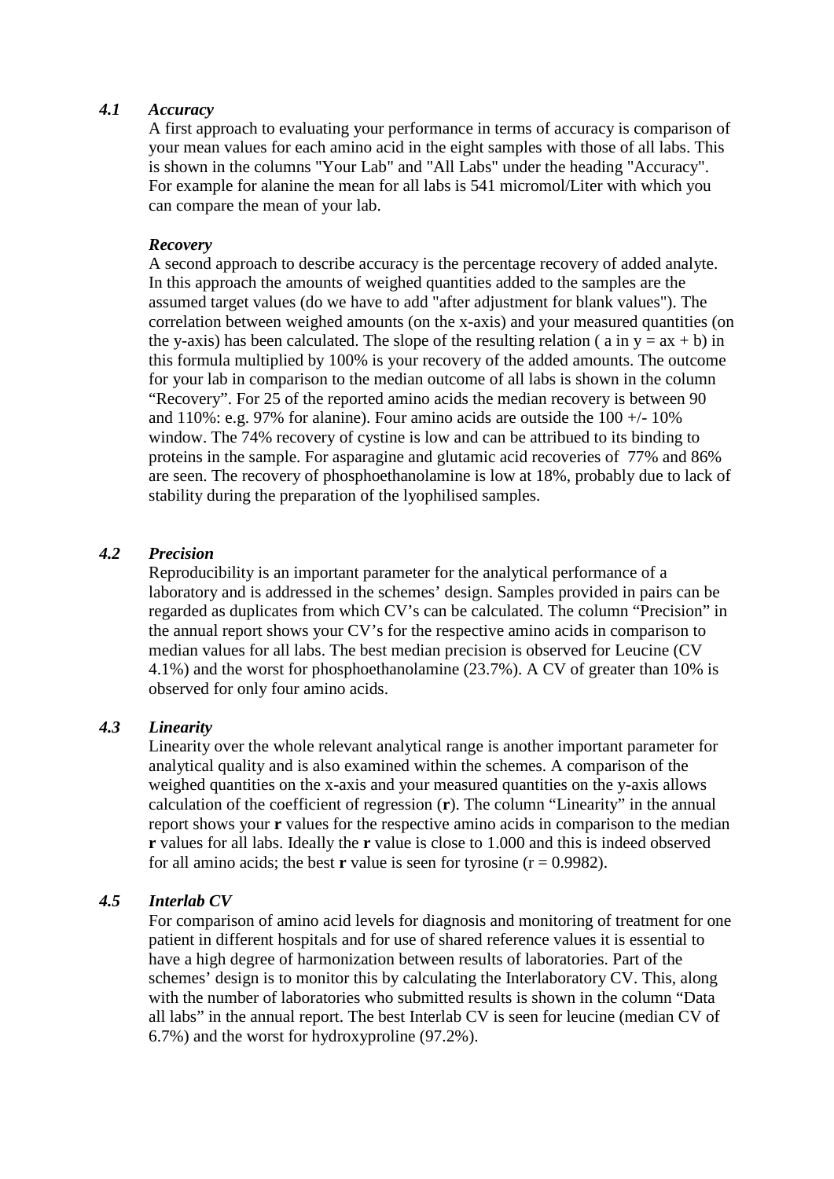### *4.1 Accuracy*

A first approach to evaluating your performance in terms of accuracy is comparison of your mean values for each amino acid in the eight samples with those of all labs. This is shown in the columns "Your Lab" and "All Labs" under the heading "Accuracy". For example for alanine the mean for all labs is 541 micromol/Liter with which you can compare the mean of your lab.

***Recovery***

A second approach to describe accuracy is the percentage recovery of added analyte. In this approach the amounts of weighed quantities added to the samples are the assumed target values (do we have to add "after adjustment for blank values"). The correlation between weighed amounts (on the x-axis) and your measured quantities (on the y-axis) has been calculated. The slope of the resulting relation ( a in $y = ax + b$) in this formula multiplied by 100% is your recovery of the added amounts. The outcome for your lab in comparison to the median outcome of all labs is shown in the column "Recovery". For 25 of the reported amino acids the median recovery is between 90 and 110%: e.g. 97% for alanine). Four amino acids are outside the 100 +/- 10% window. The 74% recovery of cystine is low and can be attribued to its binding to proteins in the sample. For asparagine and glutamic acid recoveries of 77% and 86% are seen. The recovery of phosphoethanolamine is low at 18%, probably due to lack of stability during the preparation of the lyophilised samples.

### *4.2 Precision*

Reproducibility is an important parameter for the analytical performance of a laboratory and is addressed in the schemes' design. Samples provided in pairs can be regarded as duplicates from which CV's can be calculated. The column "Precision" in the annual report shows your CV's for the respective amino acids in comparison to median values for all labs. The best median precision is observed for Leucine (CV 4.1%) and the worst for phosphoethanolamine (23.7%). A CV of greater than 10% is observed for only four amino acids.

### *4.3 Linearity*

Linearity over the whole relevant analytical range is another important parameter for analytical quality and is also examined within the schemes. A comparison of the weighed quantities on the x-axis and your measured quantities on the y-axis allows calculation of the coefficient of regression (**r**). The column "Linearity" in the annual report shows your **r** values for the respective amino acids in comparison to the median **r** values for all labs. Ideally the **r** value is close to 1.000 and this is indeed observed for all amino acids; the best **r** value is seen for tyrosine ($r = 0.9982$).

### *4.5 Interlab CV*

For comparison of amino acid levels for diagnosis and monitoring of treatment for one patient in different hospitals and for use of shared reference values it is essential to have a high degree of harmonization between results of laboratories. Part of the schemes' design is to monitor this by calculating the Interlaboratory CV. This, along with the number of laboratories who submitted results is shown in the column "Data all labs" in the annual report. The best Interlab CV is seen for leucine (median CV of 6.7%) and the worst for hydroxyproline (97.2%).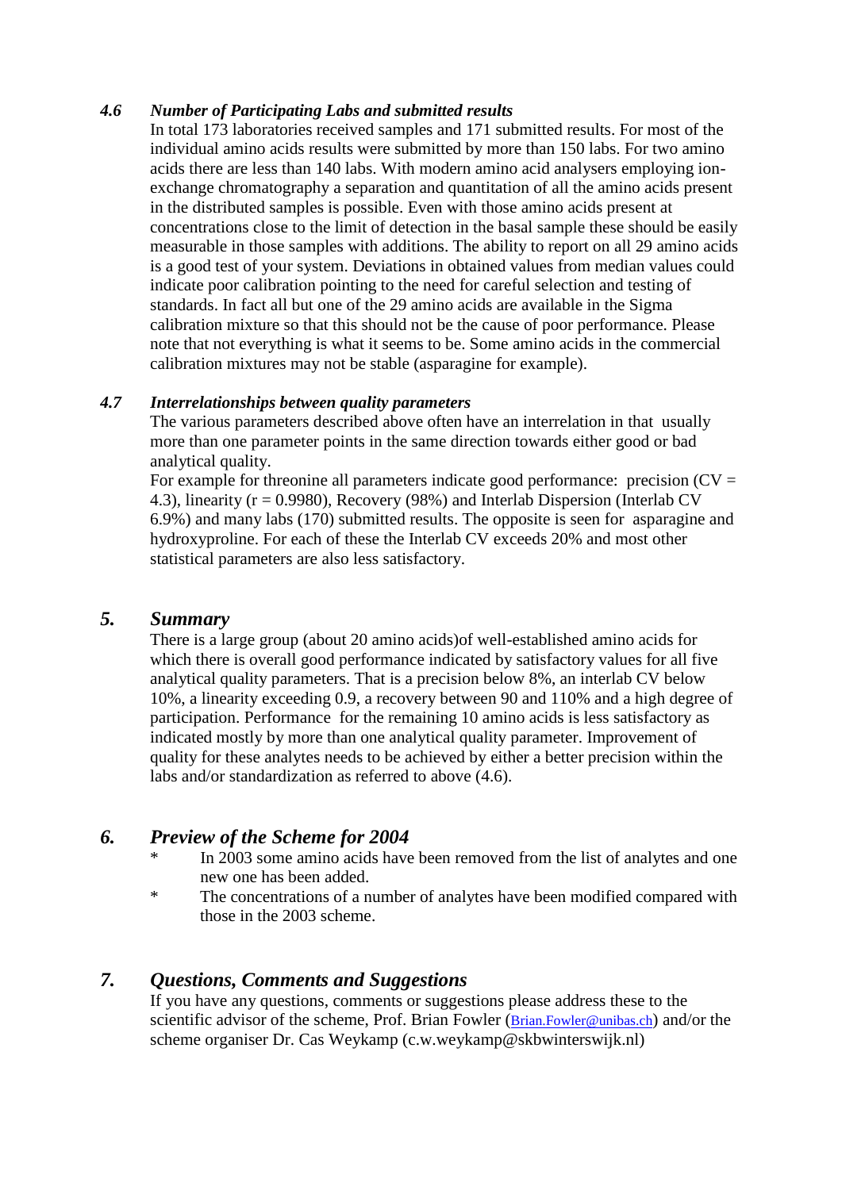### *4.6 Number of Participating Labs and submitted results*

In total 173 laboratories received samples and 171 submitted results. For most of the individual amino acids results were submitted by more than 150 labs. For two amino acids there are less than 140 labs. With modern amino acid analysers employing ion-exchange chromatography a separation and quantitation of all the amino acids present in the distributed samples is possible. Even with those amino acids present at concentrations close to the limit of detection in the basal sample these should be easily measurable in those samples with additions. The ability to report on all 29 amino acids is a good test of your system. Deviations in obtained values from median values could indicate poor calibration pointing to the need for careful selection and testing of standards. In fact all but one of the 29 amino acids are available in the Sigma calibration mixture so that this should not be the cause of poor performance. Please note that not everything is what it seems to be. Some amino acids in the commercial calibration mixtures may not be stable (asparagine for example).

### *4.7 Interrelationships between quality parameters*

The various parameters described above often have an interrelation in that usually more than one parameter points in the same direction towards either good or bad analytical quality.

For example for threonine all parameters indicate good performance: precision (CV = 4.3), linearity (r = 0.9980), Recovery (98%) and Interlab Dispersion (Interlab CV 6.9%) and many labs (170) submitted results. The opposite is seen for asparagine and hydroxyproline. For each of these the Interlab CV exceeds 20% and most other statistical parameters are also less satisfactory.

## *5. Summary*

There is a large group (about 20 amino acids)of well-established amino acids for which there is overall good performance indicated by satisfactory values for all five analytical quality parameters. That is a precision below 8%, an interlab CV below 10%, a linearity exceeding 0.9, a recovery between 90 and 110% and a high degree of participation. Performance for the remaining 10 amino acids is less satisfactory as indicated mostly by more than one analytical quality parameter. Improvement of quality for these analytes needs to be achieved by either a better precision within the labs and/or standardization as referred to above (4.6).

## *6. Preview of the Scheme for 2004*

* In 2003 some amino acids have been removed from the list of analytes and one new one has been added.
* The concentrations of a number of analytes have been modified compared with those in the 2003 scheme.

## *7. Questions, Comments and Suggestions*

If you have any questions, comments or suggestions please address these to the scientific advisor of the scheme, Prof. Brian Fowler (Brian.Fowler@unibas.ch) and/or the scheme organiser Dr. Cas Weykamp (c.w.weykamp@skbwinterswijk.nl)